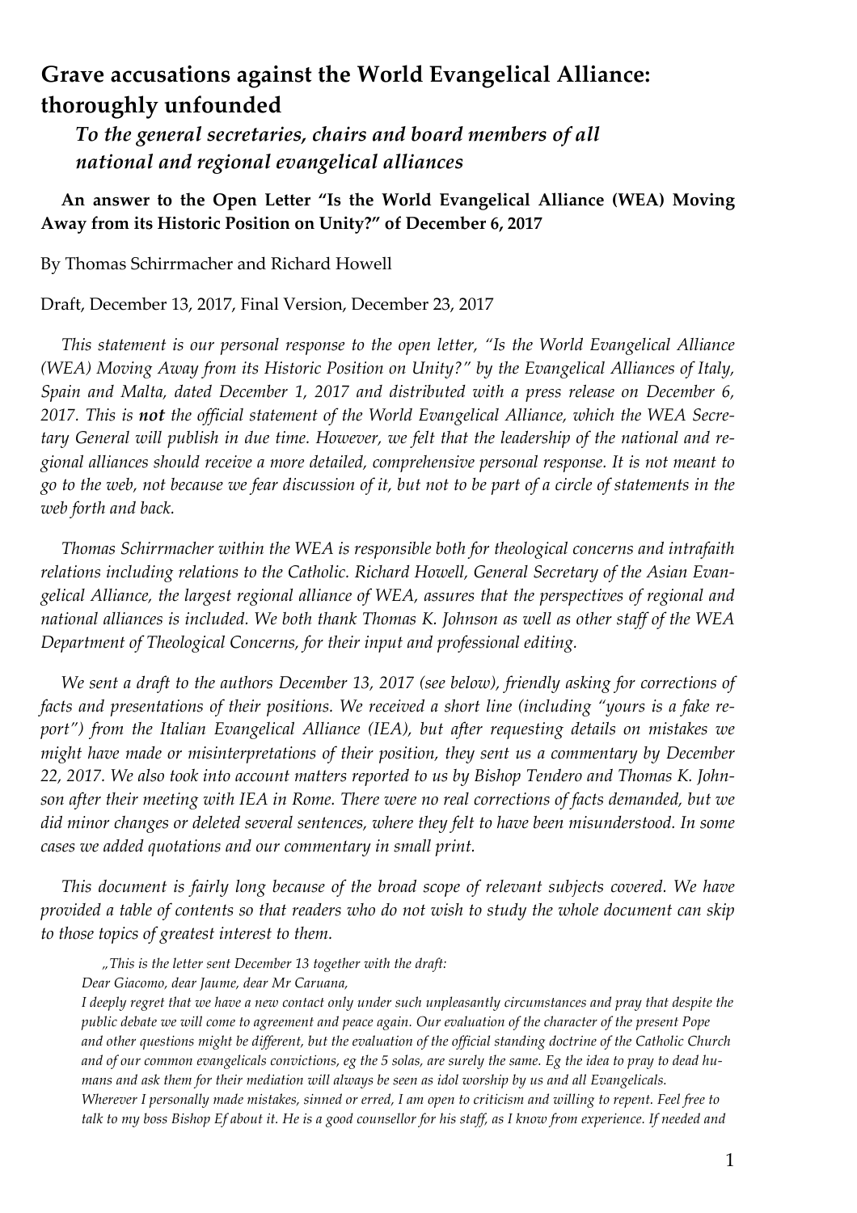# Grave accusations against the World Evangelical Alliance: thoroughly unfounded

## *To the general secretaries, chairs and board members of all national and regional evangelical alliances*

**An answer to the Open Letter "Is the World Evangelical Alliance (WEA) Moving Away from its Historic Position on Unity?" of December 6, 2017**

By Thomas Schirrmacher and Richard Howell

Draft, December 13, 2017, Final Version, December 23, 2017

*This statement is our personal response to the open letter, "Is the World Evangelical Alliance (WEA) Moving Away from its Historic Position on Unity?" by the Evangelical Alliances of Italy, Spain and Malta, dated December 1, 2017 and distributed with a press release on December 6, 2017. This is* ***not*** *the official statement of the World Evangelical Alliance, which the WEA Secretary General will publish in due time. However, we felt that the leadership of the national and regional alliances should receive a more detailed, comprehensive personal response. It is not meant to go to the web, not because we fear discussion of it, but not to be part of a circle of statements in the web forth and back.*

*Thomas Schirrmacher within the WEA is responsible both for theological concerns and intrafaith relations including relations to the Catholic. Richard Howell, General Secretary of the Asian Evangelical Alliance, the largest regional alliance of WEA, assures that the perspectives of regional and national alliances is included. We both thank Thomas K. Johnson as well as other staff of the WEA Department of Theological Concerns, for their input and professional editing.*

*We sent a draft to the authors December 13, 2017 (see below), friendly asking for corrections of facts and presentations of their positions. We received a short line (including "yours is a fake report") from the Italian Evangelical Alliance (IEA), but after requesting details on mistakes we might have made or misinterpretations of their position, they sent us a commentary by December 22, 2017. We also took into account matters reported to us by Bishop Tendero and Thomas K. Johnson after their meeting with IEA in Rome. There were no real corrections of facts demanded, but we did minor changes or deleted several sentences, where they felt to have been misunderstood. In some cases we added quotations and our commentary in small print.*

*This document is fairly long because of the broad scope of relevant subjects covered. We have provided a table of contents so that readers who do not wish to study the whole document can skip to those topics of greatest interest to them.*

> *„This is the letter sent December 13 together with the draft:*
>
> *Dear Giacomo, dear Jaume, dear Mr Caruana,*
>
> *I deeply regret that we have a new contact only under such unpleasantly circumstances and pray that despite the public debate we will come to agreement and peace again. Our evaluation of the character of the present Pope and other questions might be different, but the evaluation of the official standing doctrine of the Catholic Church and of our common evangelicals convictions, eg the 5 solas, are surely the same. Eg the idea to pray to dead humans and ask them for their mediation will always be seen as idol worship by us and all Evangelicals.*
>
> *Wherever I personally made mistakes, sinned or erred, I am open to criticism and willing to repent. Feel free to talk to my boss Bishop Ef about it. He is a good counsellor for his staff, as I know from experience. If needed and*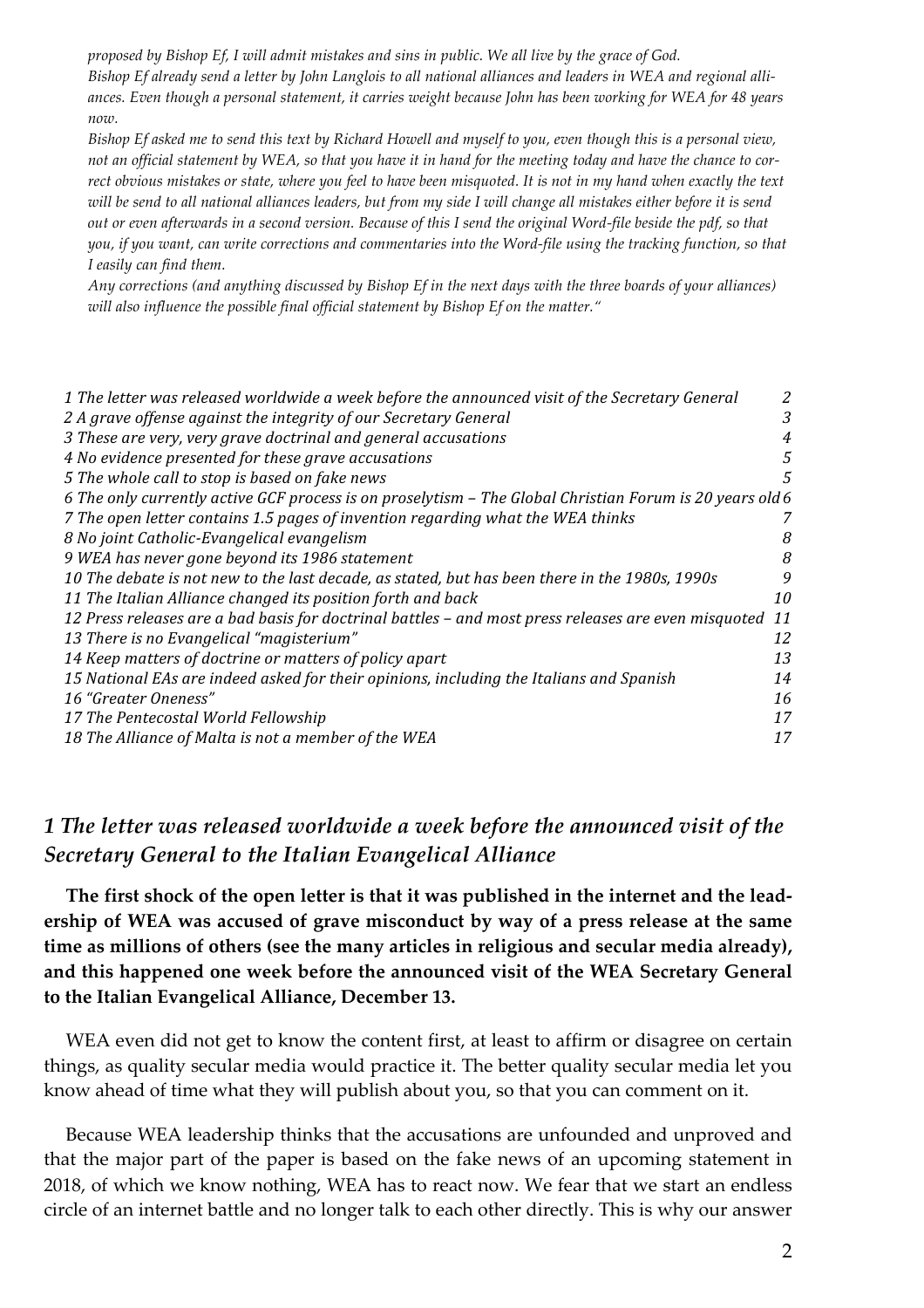*proposed by Bishop Ef, I will admit mistakes and sins in public. We all live by the grace of God. Bishop Ef already send a letter by John Langlois to all national alliances and leaders in WEA and regional alliances. Even though a personal statement, it carries weight because John has been working for WEA for 48 years now.*

*Bishop Ef asked me to send this text by Richard Howell and myself to you, even though this is a personal view, not an official statement by WEA, so that you have it in hand for the meeting today and have the chance to correct obvious mistakes or state, where you feel to have been misquoted. It is not in my hand when exactly the text will be send to all national alliances leaders, but from my side I will change all mistakes either before it is send out or even afterwards in a second version. Because of this I send the original Word-file beside the pdf, so that you, if you want, can write corrections and commentaries into the Word-file using the tracking function, so that I easily can find them.*

*Any corrections (and anything discussed by Bishop Ef in the next days with the three boards of your alliances) will also influence the possible final official statement by Bishop Ef on the matter."*

| | |
|---|---|
| *1 The letter was released worldwide a week before the announced visit of the Secretary General* | *2* |
| *2 A grave offense against the integrity of our Secretary General* | *3* |
| *3 These are very, very grave doctrinal and general accusations* | *4* |
| *4 No evidence presented for these grave accusations* | *5* |
| *5 The whole call to stop is based on fake news* | *5* |
| *6 The only currently active GCF process is on proselytism – The Global Christian Forum is 20 years old* | *6* |
| *7 The open letter contains 1.5 pages of invention regarding what the WEA thinks* | *7* |
| *8 No joint Catholic-Evangelical evangelism* | *8* |
| *9 WEA has never gone beyond its 1986 statement* | *8* |
| *10 The debate is not new to the last decade, as stated, but has been there in the 1980s, 1990s* | *9* |
| *11 The Italian Alliance changed its position forth and back* | *10* |
| *12 Press releases are a bad basis for doctrinal battles – and most press releases are even misquoted* | *11* |
| *13 There is no Evangelical "magisterium"* | *12* |
| *14 Keep matters of doctrine or matters of policy apart* | *13* |
| *15 National EAs are indeed asked for their opinions, including the Italians and Spanish* | *14* |
| *16 "Greater Oneness"* | *16* |
| *17 The Pentecostal World Fellowship* | *17* |
| *18 The Alliance of Malta is not a member of the WEA* | *17* |

## *1 The letter was released worldwide a week before the announced visit of the Secretary General to the Italian Evangelical Alliance*

**The first shock of the open letter is that it was published in the internet and the leadership of WEA was accused of grave misconduct by way of a press release at the same time as millions of others (see the many articles in religious and secular media already), and this happened one week before the announced visit of the WEA Secretary General to the Italian Evangelical Alliance, December 13.**

WEA even did not get to know the content first, at least to affirm or disagree on certain things, as quality secular media would practice it. The better quality secular media let you know ahead of time what they will publish about you, so that you can comment on it.

Because WEA leadership thinks that the accusations are unfounded and unproved and that the major part of the paper is based on the fake news of an upcoming statement in 2018, of which we know nothing, WEA has to react now. We fear that we start an endless circle of an internet battle and no longer talk to each other directly. This is why our answer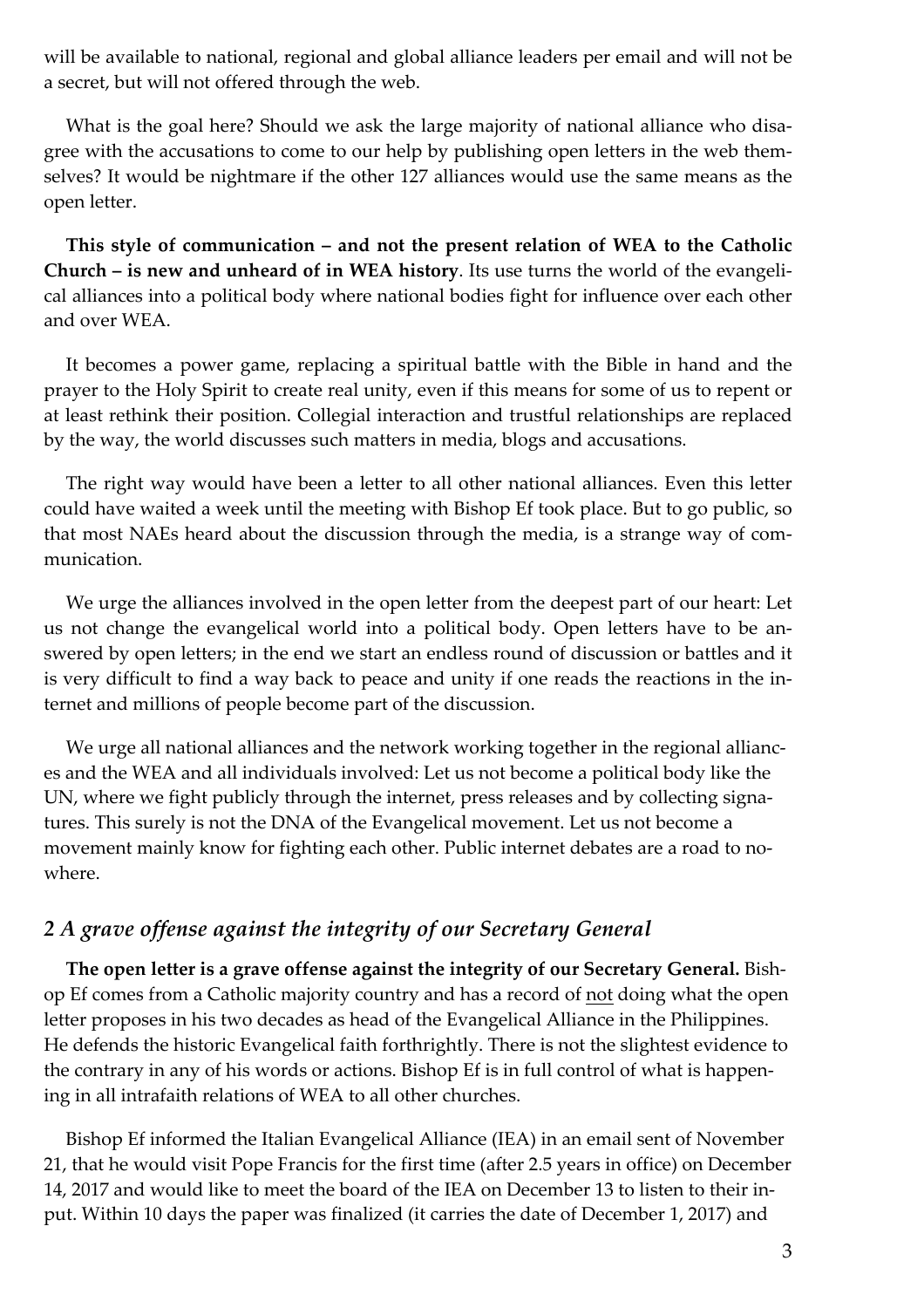will be available to national, regional and global alliance leaders per email and will not be a secret, but will not offered through the web.

What is the goal here? Should we ask the large majority of national alliance who disagree with the accusations to come to our help by publishing open letters in the web themselves? It would be nightmare if the other 127 alliances would use the same means as the open letter.

**This style of communication – and not the present relation of WEA to the Catholic Church – is new and unheard of in WEA history**. Its use turns the world of the evangelical alliances into a political body where national bodies fight for influence over each other and over WEA.

It becomes a power game, replacing a spiritual battle with the Bible in hand and the prayer to the Holy Spirit to create real unity, even if this means for some of us to repent or at least rethink their position. Collegial interaction and trustful relationships are replaced by the way, the world discusses such matters in media, blogs and accusations.

The right way would have been a letter to all other national alliances. Even this letter could have waited a week until the meeting with Bishop Ef took place. But to go public, so that most NAEs heard about the discussion through the media, is a strange way of communication.

We urge the alliances involved in the open letter from the deepest part of our heart: Let us not change the evangelical world into a political body. Open letters have to be answered by open letters; in the end we start an endless round of discussion or battles and it is very difficult to find a way back to peace and unity if one reads the reactions in the internet and millions of people become part of the discussion.

We urge all national alliances and the network working together in the regional alliances and the WEA and all individuals involved: Let us not become a political body like the UN, where we fight publicly through the internet, press releases and by collecting signatures. This surely is not the DNA of the Evangelical movement. Let us not become a movement mainly know for fighting each other. Public internet debates are a road to nowhere.

## *2 A grave offense against the integrity of our Secretary General*

**The open letter is a grave offense against the integrity of our Secretary General.** Bishop Ef comes from a Catholic majority country and has a record of <u>not</u> doing what the open letter proposes in his two decades as head of the Evangelical Alliance in the Philippines. He defends the historic Evangelical faith forthrightly. There is not the slightest evidence to the contrary in any of his words or actions. Bishop Ef is in full control of what is happening in all intrafaith relations of WEA to all other churches.

Bishop Ef informed the Italian Evangelical Alliance (IEA) in an email sent of November 21, that he would visit Pope Francis for the first time (after 2.5 years in office) on December 14, 2017 and would like to meet the board of the IEA on December 13 to listen to their input. Within 10 days the paper was finalized (it carries the date of December 1, 2017) and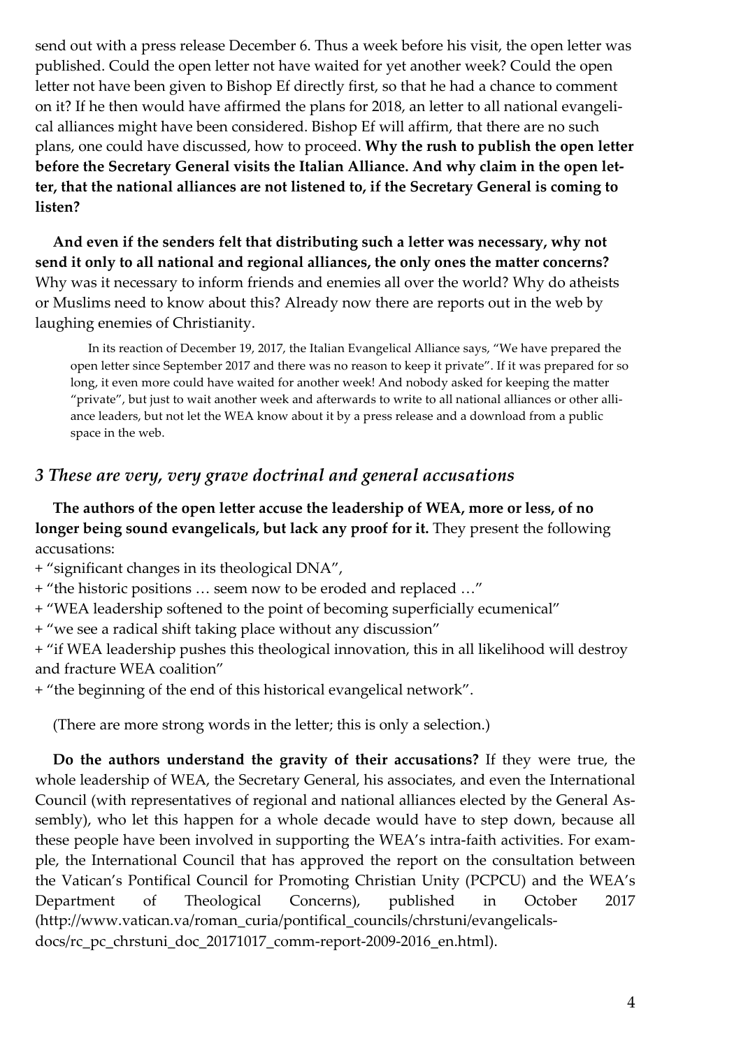send out with a press release December 6. Thus a week before his visit, the open letter was published. Could the open letter not have waited for yet another week? Could the open letter not have been given to Bishop Ef directly first, so that he had a chance to comment on it? If he then would have affirmed the plans for 2018, an letter to all national evangelical alliances might have been considered. Bishop Ef will affirm, that there are no such plans, one could have discussed, how to proceed. **Why the rush to publish the open letter before the Secretary General visits the Italian Alliance. And why claim in the open letter, that the national alliances are not listened to, if the Secretary General is coming to listen?**

**And even if the senders felt that distributing such a letter was necessary, why not send it only to all national and regional alliances, the only ones the matter concerns?** Why was it necessary to inform friends and enemies all over the world? Why do atheists or Muslims need to know about this? Already now there are reports out in the web by laughing enemies of Christianity.

> In its reaction of December 19, 2017, the Italian Evangelical Alliance says, "We have prepared the open letter since September 2017 and there was no reason to keep it private". If it was prepared for so long, it even more could have waited for another week! And nobody asked for keeping the matter "private", but just to wait another week and afterwards to write to all national alliances or other alliance leaders, but not let the WEA know about it by a press release and a download from a public space in the web.

## *3 These are very, very grave doctrinal and general accusations*

**The authors of the open letter accuse the leadership of WEA, more or less, of no longer being sound evangelicals, but lack any proof for it.** They present the following accusations:

+ "significant changes in its theological DNA",
+ "the historic positions … seem now to be eroded and replaced …"
+ "WEA leadership softened to the point of becoming superficially ecumenical"
+ "we see a radical shift taking place without any discussion"
+ "if WEA leadership pushes this theological innovation, this in all likelihood will destroy and fracture WEA coalition"
+ "the beginning of the end of this historical evangelical network".

(There are more strong words in the letter; this is only a selection.)

**Do the authors understand the gravity of their accusations?** If they were true, the whole leadership of WEA, the Secretary General, his associates, and even the International Council (with representatives of regional and national alliances elected by the General Assembly), who let this happen for a whole decade would have to step down, because all these people have been involved in supporting the WEA's intra-faith activities. For example, the International Council that has approved the report on the consultation between the Vatican's Pontifical Council for Promoting Christian Unity (PCPCU) and the WEA's Department of Theological Concerns), published in October 2017 (http://www.vatican.va/roman_curia/pontifical_councils/chrstuni/evangelicals-docs/rc_pc_chrstuni_doc_20171017_comm-report-2009-2016_en.html).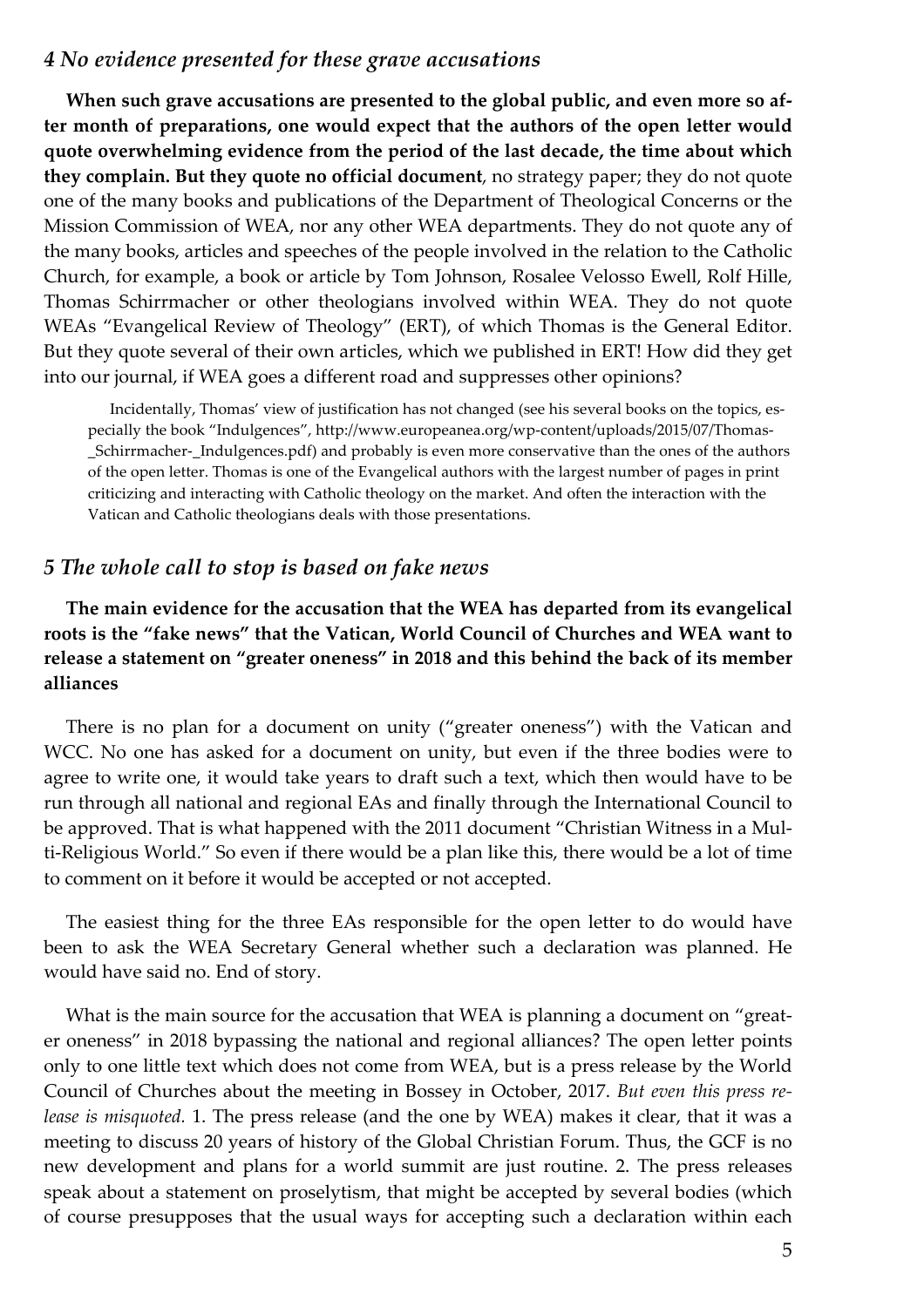## *4 No evidence presented for these grave accusations*

**When such grave accusations are presented to the global public, and even more so after month of preparations, one would expect that the authors of the open letter would quote overwhelming evidence from the period of the last decade, the time about which they complain. But they quote no official document**, no strategy paper; they do not quote one of the many books and publications of the Department of Theological Concerns or the Mission Commission of WEA, nor any other WEA departments. They do not quote any of the many books, articles and speeches of the people involved in the relation to the Catholic Church, for example, a book or article by Tom Johnson, Rosalee Velosso Ewell, Rolf Hille, Thomas Schirrmacher or other theologians involved within WEA. They do not quote WEAs "Evangelical Review of Theology" (ERT), of which Thomas is the General Editor. But they quote several of their own articles, which we published in ERT! How did they get into our journal, if WEA goes a different road and suppresses other opinions?

> Incidentally, Thomas' view of justification has not changed (see his several books on the topics, especially the book "Indulgences", http://www.europeanea.org/wp-content/uploads/2015/07/Thomas-_Schirrmacher-_Indulgences.pdf) and probably is even more conservative than the ones of the authors of the open letter. Thomas is one of the Evangelical authors with the largest number of pages in print criticizing and interacting with Catholic theology on the market. And often the interaction with the Vatican and Catholic theologians deals with those presentations.

## *5 The whole call to stop is based on fake news*

**The main evidence for the accusation that the WEA has departed from its evangelical roots is the "fake news" that the Vatican, World Council of Churches and WEA want to release a statement on "greater oneness" in 2018 and this behind the back of its member alliances**

There is no plan for a document on unity ("greater oneness") with the Vatican and WCC. No one has asked for a document on unity, but even if the three bodies were to agree to write one, it would take years to draft such a text, which then would have to be run through all national and regional EAs and finally through the International Council to be approved. That is what happened with the 2011 document "Christian Witness in a Multi-Religious World." So even if there would be a plan like this, there would be a lot of time to comment on it before it would be accepted or not accepted.

The easiest thing for the three EAs responsible for the open letter to do would have been to ask the WEA Secretary General whether such a declaration was planned. He would have said no. End of story.

What is the main source for the accusation that WEA is planning a document on "greater oneness" in 2018 bypassing the national and regional alliances? The open letter points only to one little text which does not come from WEA, but is a press release by the World Council of Churches about the meeting in Bossey in October, 2017. *But even this press release is misquoted.* 1. The press release (and the one by WEA) makes it clear, that it was a meeting to discuss 20 years of history of the Global Christian Forum. Thus, the GCF is no new development and plans for a world summit are just routine. 2. The press releases speak about a statement on proselytism, that might be accepted by several bodies (which of course presupposes that the usual ways for accepting such a declaration within each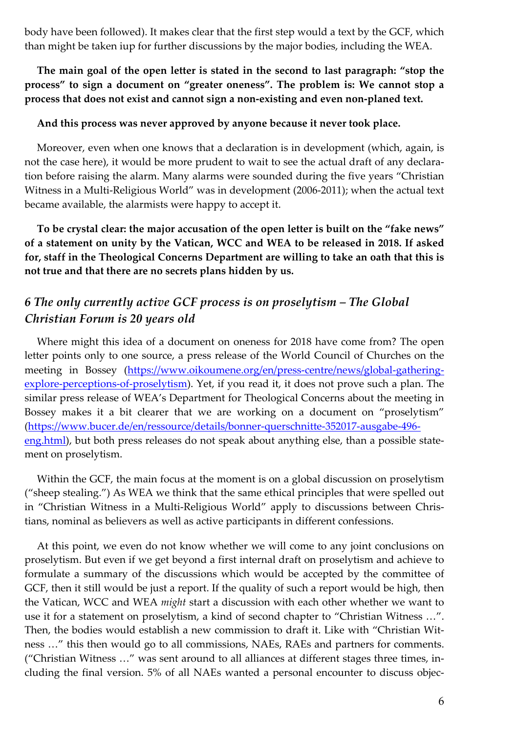body have been followed). It makes clear that the first step would a text by the GCF, which than might be taken iup for further discussions by the major bodies, including the WEA.

**The main goal of the open letter is stated in the second to last paragraph: "stop the process" to sign a document on "greater oneness". The problem is: We cannot stop a process that does not exist and cannot sign a non-existing and even non-planed text.**

**And this process was never approved by anyone because it never took place.**

Moreover, even when one knows that a declaration is in development (which, again, is not the case here), it would be more prudent to wait to see the actual draft of any declaration before raising the alarm. Many alarms were sounded during the five years "Christian Witness in a Multi-Religious World" was in development (2006-2011); when the actual text became available, the alarmists were happy to accept it.

**To be crystal clear: the major accusation of the open letter is built on the "fake news" of a statement on unity by the Vatican, WCC and WEA to be released in 2018. If asked for, staff in the Theological Concerns Department are willing to take an oath that this is not true and that there are no secrets plans hidden by us.**

## *6 The only currently active GCF process is on proselytism – The Global Christian Forum is 20 years old*

Where might this idea of a document on oneness for 2018 have come from? The open letter points only to one source, a press release of the World Council of Churches on the meeting in Bossey (https://www.oikoumene.org/en/press-centre/news/global-gathering-explore-perceptions-of-proselytism). Yet, if you read it, it does not prove such a plan. The similar press release of WEA's Department for Theological Concerns about the meeting in Bossey makes it a bit clearer that we are working on a document on "proselytism" (https://www.bucer.de/en/ressource/details/bonner-querschnitte-352017-ausgabe-496-eng.html), but both press releases do not speak about anything else, than a possible statement on proselytism.

Within the GCF, the main focus at the moment is on a global discussion on proselytism ("sheep stealing.") As WEA we think that the same ethical principles that were spelled out in "Christian Witness in a Multi-Religious World" apply to discussions between Christians, nominal as believers as well as active participants in different confessions.

At this point, we even do not know whether we will come to any joint conclusions on proselytism. But even if we get beyond a first internal draft on proselytism and achieve to formulate a summary of the discussions which would be accepted by the committee of GCF, then it still would be just a report. If the quality of such a report would be high, then the Vatican, WCC and WEA *might* start a discussion with each other whether we want to use it for a statement on proselytism, a kind of second chapter to "Christian Witness …". Then, the bodies would establish a new commission to draft it. Like with "Christian Witness …" this then would go to all commissions, NAEs, RAEs and partners for comments. ("Christian Witness …" was sent around to all alliances at different stages three times, including the final version. 5% of all NAEs wanted a personal encounter to discuss objec-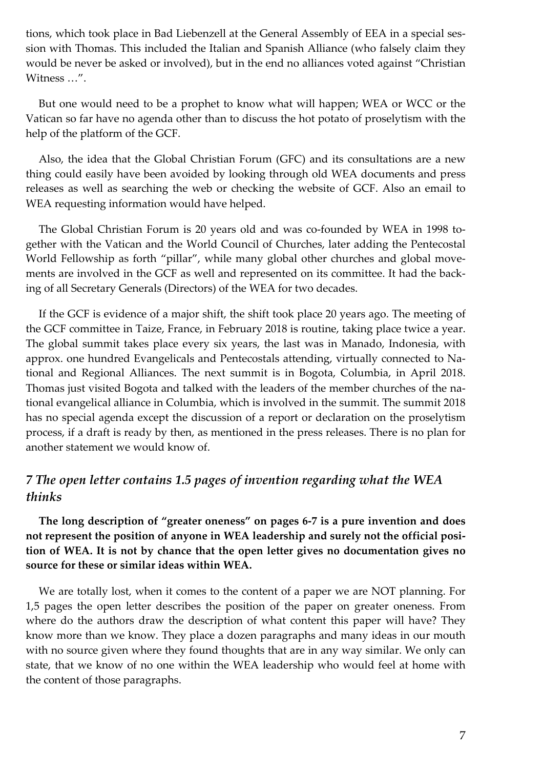tions, which took place in Bad Liebenzell at the General Assembly of EEA in a special session with Thomas. This included the Italian and Spanish Alliance (who falsely claim they would be never be asked or involved), but in the end no alliances voted against "Christian Witness …".

But one would need to be a prophet to know what will happen; WEA or WCC or the Vatican so far have no agenda other than to discuss the hot potato of proselytism with the help of the platform of the GCF.

Also, the idea that the Global Christian Forum (GFC) and its consultations are a new thing could easily have been avoided by looking through old WEA documents and press releases as well as searching the web or checking the website of GCF. Also an email to WEA requesting information would have helped.

The Global Christian Forum is 20 years old and was co-founded by WEA in 1998 together with the Vatican and the World Council of Churches, later adding the Pentecostal World Fellowship as forth "pillar", while many global other churches and global movements are involved in the GCF as well and represented on its committee. It had the backing of all Secretary Generals (Directors) of the WEA for two decades.

If the GCF is evidence of a major shift, the shift took place 20 years ago. The meeting of the GCF committee in Taize, France, in February 2018 is routine, taking place twice a year. The global summit takes place every six years, the last was in Manado, Indonesia, with approx. one hundred Evangelicals and Pentecostals attending, virtually connected to National and Regional Alliances. The next summit is in Bogota, Columbia, in April 2018. Thomas just visited Bogota and talked with the leaders of the member churches of the national evangelical alliance in Columbia, which is involved in the summit. The summit 2018 has no special agenda except the discussion of a report or declaration on the proselytism process, if a draft is ready by then, as mentioned in the press releases. There is no plan for another statement we would know of.

## *7 The open letter contains 1.5 pages of invention regarding what the WEA thinks*

**The long description of "greater oneness" on pages 6-7 is a pure invention and does not represent the position of anyone in WEA leadership and surely not the official position of WEA. It is not by chance that the open letter gives no documentation gives no source for these or similar ideas within WEA.**

We are totally lost, when it comes to the content of a paper we are NOT planning. For 1,5 pages the open letter describes the position of the paper on greater oneness. From where do the authors draw the description of what content this paper will have? They know more than we know. They place a dozen paragraphs and many ideas in our mouth with no source given where they found thoughts that are in any way similar. We only can state, that we know of no one within the WEA leadership who would feel at home with the content of those paragraphs.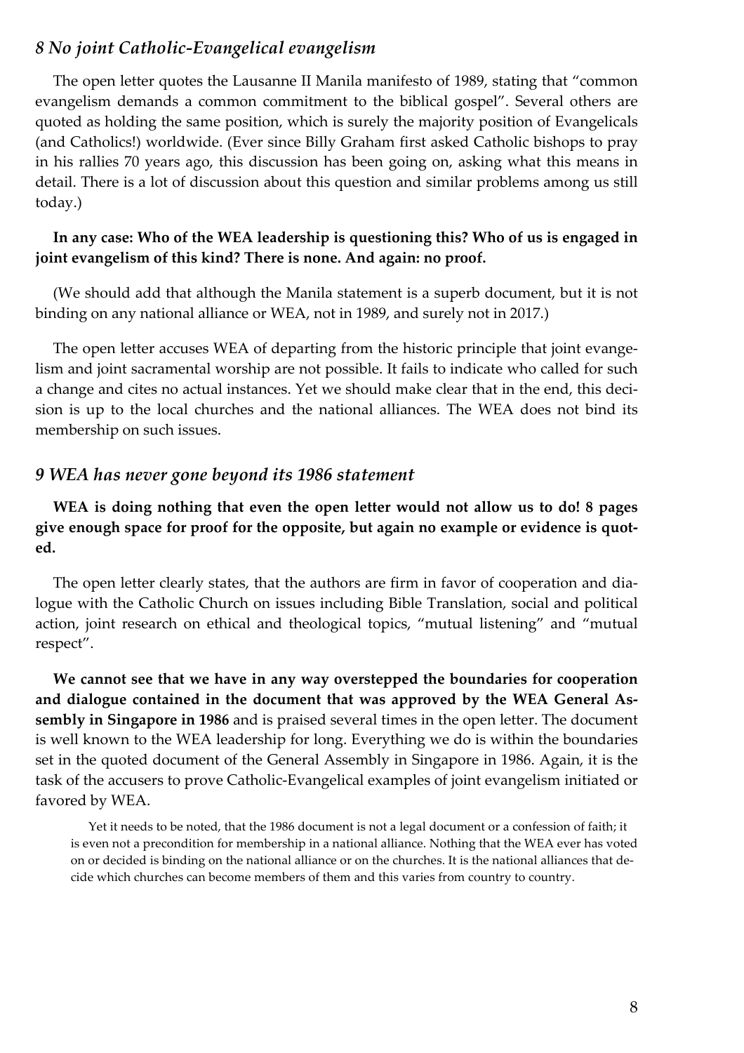### *8 No joint Catholic-Evangelical evangelism*

The open letter quotes the Lausanne II Manila manifesto of 1989, stating that "common evangelism demands a common commitment to the biblical gospel". Several others are quoted as holding the same position, which is surely the majority position of Evangelicals (and Catholics!) worldwide. (Ever since Billy Graham first asked Catholic bishops to pray in his rallies 70 years ago, this discussion has been going on, asking what this means in detail. There is a lot of discussion about this question and similar problems among us still today.)

**In any case: Who of the WEA leadership is questioning this? Who of us is engaged in joint evangelism of this kind? There is none. And again: no proof.**

(We should add that although the Manila statement is a superb document, but it is not binding on any national alliance or WEA, not in 1989, and surely not in 2017.)

The open letter accuses WEA of departing from the historic principle that joint evangelism and joint sacramental worship are not possible. It fails to indicate who called for such a change and cites no actual instances. Yet we should make clear that in the end, this decision is up to the local churches and the national alliances. The WEA does not bind its membership on such issues.

### *9 WEA has never gone beyond its 1986 statement*

**WEA is doing nothing that even the open letter would not allow us to do! 8 pages give enough space for proof for the opposite, but again no example or evidence is quoted.**

The open letter clearly states, that the authors are firm in favor of cooperation and dialogue with the Catholic Church on issues including Bible Translation, social and political action, joint research on ethical and theological topics, "mutual listening" and "mutual respect".

**We cannot see that we have in any way overstepped the boundaries for cooperation and dialogue contained in the document that was approved by the WEA General Assembly in Singapore in 1986** and is praised several times in the open letter. The document is well known to the WEA leadership for long. Everything we do is within the boundaries set in the quoted document of the General Assembly in Singapore in 1986. Again, it is the task of the accusers to prove Catholic-Evangelical examples of joint evangelism initiated or favored by WEA.

> Yet it needs to be noted, that the 1986 document is not a legal document or a confession of faith; it is even not a precondition for membership in a national alliance. Nothing that the WEA ever has voted on or decided is binding on the national alliance or on the churches. It is the national alliances that decide which churches can become members of them and this varies from country to country.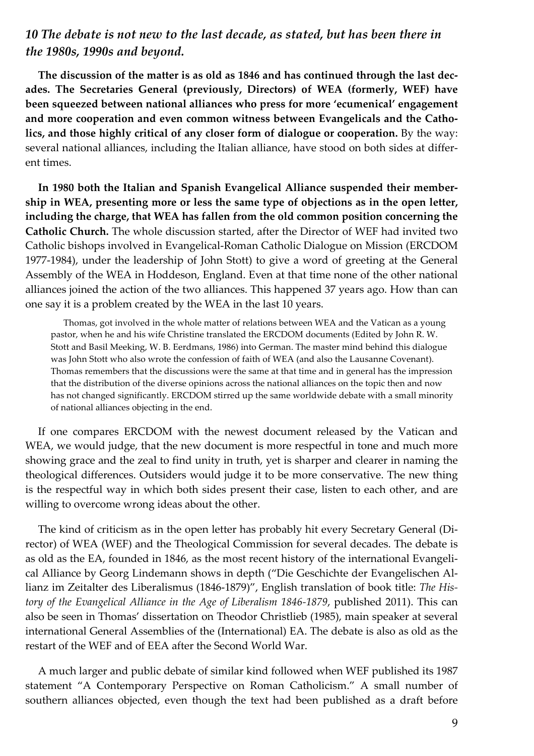### *10 The debate is not new to the last decade, as stated, but has been there in the 1980s, 1990s and beyond.*

**The discussion of the matter is as old as 1846 and has continued through the last decades. The Secretaries General (previously, Directors) of WEA (formerly, WEF) have been squeezed between national alliances who press for more 'ecumenical' engagement and more cooperation and even common witness between Evangelicals and the Catholics, and those highly critical of any closer form of dialogue or cooperation.** By the way: several national alliances, including the Italian alliance, have stood on both sides at different times.

**In 1980 both the Italian and Spanish Evangelical Alliance suspended their membership in WEA, presenting more or less the same type of objections as in the open letter, including the charge, that WEA has fallen from the old common position concerning the Catholic Church.** The whole discussion started, after the Director of WEF had invited two Catholic bishops involved in Evangelical-Roman Catholic Dialogue on Mission (ERCDOM 1977-1984), under the leadership of John Stott) to give a word of greeting at the General Assembly of the WEA in Hoddeson, England. Even at that time none of the other national alliances joined the action of the two alliances. This happened 37 years ago. How than can one say it is a problem created by the WEA in the last 10 years.

> Thomas, got involved in the whole matter of relations between WEA and the Vatican as a young pastor, when he and his wife Christine translated the ERCDOM documents (Edited by John R. W. Stott and Basil Meeking, W. B. Eerdmans, 1986) into German. The master mind behind this dialogue was John Stott who also wrote the confession of faith of WEA (and also the Lausanne Covenant). Thomas remembers that the discussions were the same at that time and in general has the impression that the distribution of the diverse opinions across the national alliances on the topic then and now has not changed significantly. ERCDOM stirred up the same worldwide debate with a small minority of national alliances objecting in the end.

If one compares ERCDOM with the newest document released by the Vatican and WEA, we would judge, that the new document is more respectful in tone and much more showing grace and the zeal to find unity in truth, yet is sharper and clearer in naming the theological differences. Outsiders would judge it to be more conservative. The new thing is the respectful way in which both sides present their case, listen to each other, and are willing to overcome wrong ideas about the other.

The kind of criticism as in the open letter has probably hit every Secretary General (Director) of WEA (WEF) and the Theological Commission for several decades. The debate is as old as the EA, founded in 1846, as the most recent history of the international Evangelical Alliance by Georg Lindemann shows in depth ("Die Geschichte der Evangelischen Allianz im Zeitalter des Liberalismus (1846-1879)", English translation of book title: *The History of the Evangelical Alliance in the Age of Liberalism 1846-1879*, published 2011). This can also be seen in Thomas' dissertation on Theodor Christlieb (1985), main speaker at several international General Assemblies of the (International) EA. The debate is also as old as the restart of the WEF and of EEA after the Second World War.

A much larger and public debate of similar kind followed when WEF published its 1987 statement "A Contemporary Perspective on Roman Catholicism." A small number of southern alliances objected, even though the text had been published as a draft before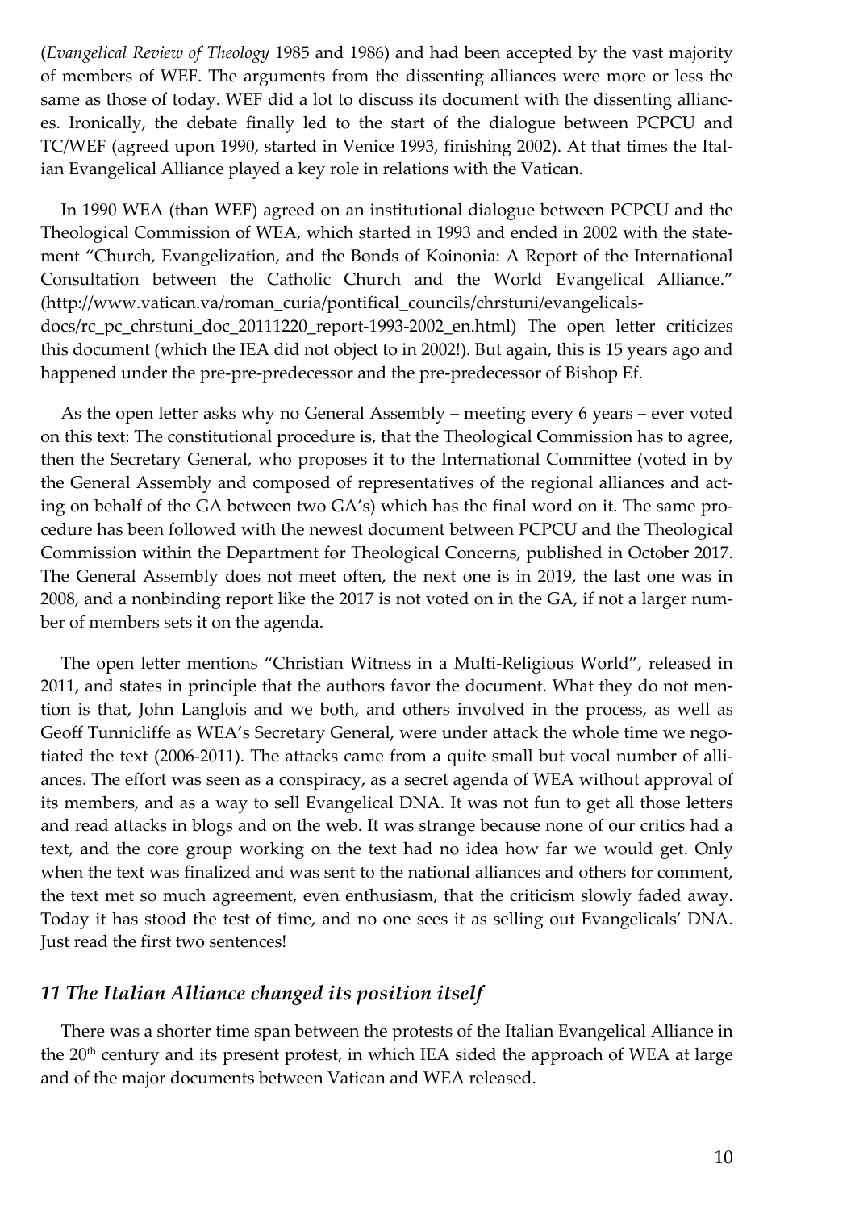(*Evangelical Review of Theology* 1985 and 1986) and had been accepted by the vast majority of members of WEF. The arguments from the dissenting alliances were more or less the same as those of today. WEF did a lot to discuss its document with the dissenting alliances. Ironically, the debate finally led to the start of the dialogue between PCPCU and TC/WEF (agreed upon 1990, started in Venice 1993, finishing 2002). At that times the Italian Evangelical Alliance played a key role in relations with the Vatican.

In 1990 WEA (than WEF) agreed on an institutional dialogue between PCPCU and the Theological Commission of WEA, which started in 1993 and ended in 2002 with the statement "Church, Evangelization, and the Bonds of Koinonia: A Report of the International Consultation between the Catholic Church and the World Evangelical Alliance." (http://www.vatican.va/roman_curia/pontifical_councils/chrstuni/evangelicals-docs/rc_pc_chrstuni_doc_20111220_report-1993-2002_en.html) The open letter criticizes this document (which the IEA did not object to in 2002!). But again, this is 15 years ago and happened under the pre-pre-predecessor and the pre-predecessor of Bishop Ef.

As the open letter asks why no General Assembly – meeting every 6 years – ever voted on this text: The constitutional procedure is, that the Theological Commission has to agree, then the Secretary General, who proposes it to the International Committee (voted in by the General Assembly and composed of representatives of the regional alliances and acting on behalf of the GA between two GA's) which has the final word on it. The same procedure has been followed with the newest document between PCPCU and the Theological Commission within the Department for Theological Concerns, published in October 2017. The General Assembly does not meet often, the next one is in 2019, the last one was in 2008, and a nonbinding report like the 2017 is not voted on in the GA, if not a larger number of members sets it on the agenda.

The open letter mentions "Christian Witness in a Multi-Religious World", released in 2011, and states in principle that the authors favor the document. What they do not mention is that, John Langlois and we both, and others involved in the process, as well as Geoff Tunnicliffe as WEA's Secretary General, were under attack the whole time we negotiated the text (2006-2011). The attacks came from a quite small but vocal number of alliances. The effort was seen as a conspiracy, as a secret agenda of WEA without approval of its members, and as a way to sell Evangelical DNA. It was not fun to get all those letters and read attacks in blogs and on the web. It was strange because none of our critics had a text, and the core group working on the text had no idea how far we would get. Only when the text was finalized and was sent to the national alliances and others for comment, the text met so much agreement, even enthusiasm, that the criticism slowly faded away. Today it has stood the test of time, and no one sees it as selling out Evangelicals' DNA. Just read the first two sentences!

## *11 The Italian Alliance changed its position itself*

There was a shorter time span between the protests of the Italian Evangelical Alliance in the 20th century and its present protest, in which IEA sided the approach of WEA at large and of the major documents between Vatican and WEA released.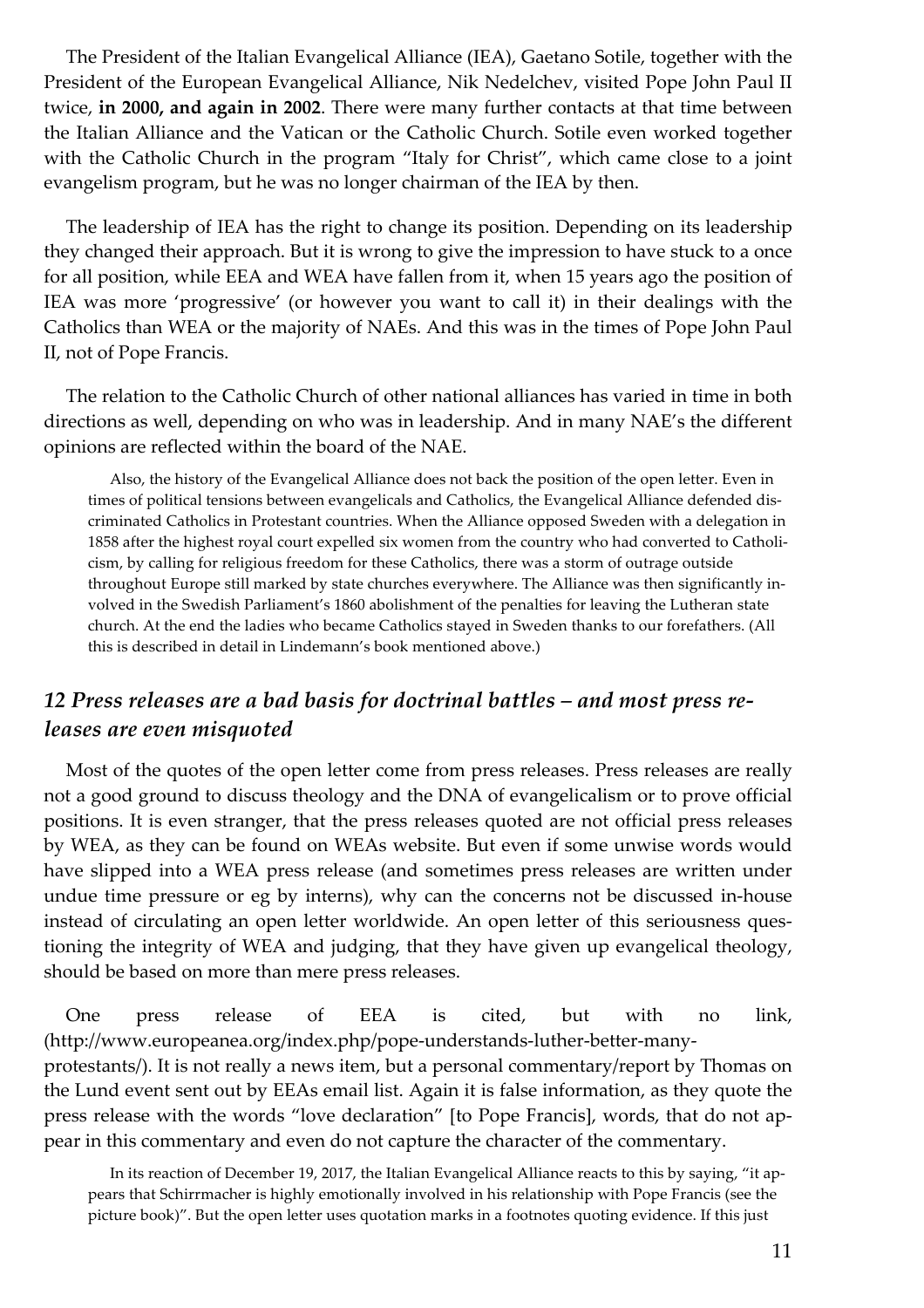The President of the Italian Evangelical Alliance (IEA), Gaetano Sotile, together with the President of the European Evangelical Alliance, Nik Nedelchev, visited Pope John Paul II twice, **in 2000, and again in 2002**. There were many further contacts at that time between the Italian Alliance and the Vatican or the Catholic Church. Sotile even worked together with the Catholic Church in the program "Italy for Christ", which came close to a joint evangelism program, but he was no longer chairman of the IEA by then.

The leadership of IEA has the right to change its position. Depending on its leadership they changed their approach. But it is wrong to give the impression to have stuck to a once for all position, while EEA and WEA have fallen from it, when 15 years ago the position of IEA was more 'progressive' (or however you want to call it) in their dealings with the Catholics than WEA or the majority of NAEs. And this was in the times of Pope John Paul II, not of Pope Francis.

The relation to the Catholic Church of other national alliances has varied in time in both directions as well, depending on who was in leadership. And in many NAE's the different opinions are reflected within the board of the NAE.

> Also, the history of the Evangelical Alliance does not back the position of the open letter. Even in times of political tensions between evangelicals and Catholics, the Evangelical Alliance defended discriminated Catholics in Protestant countries. When the Alliance opposed Sweden with a delegation in 1858 after the highest royal court expelled six women from the country who had converted to Catholicism, by calling for religious freedom for these Catholics, there was a storm of outrage outside throughout Europe still marked by state churches everywhere. The Alliance was then significantly involved in the Swedish Parliament's 1860 abolishment of the penalties for leaving the Lutheran state church. At the end the ladies who became Catholics stayed in Sweden thanks to our forefathers. (All this is described in detail in Lindemann's book mentioned above.)

## *12 Press releases are a bad basis for doctrinal battles – and most press releases are even misquoted*

Most of the quotes of the open letter come from press releases. Press releases are really not a good ground to discuss theology and the DNA of evangelicalism or to prove official positions. It is even stranger, that the press releases quoted are not official press releases by WEA, as they can be found on WEAs website. But even if some unwise words would have slipped into a WEA press release (and sometimes press releases are written under undue time pressure or eg by interns), why can the concerns not be discussed in-house instead of circulating an open letter worldwide. An open letter of this seriousness questioning the integrity of WEA and judging, that they have given up evangelical theology, should be based on more than mere press releases.

One press release of EEA is cited, but with no link, (http://www.europeanea.org/index.php/pope-understands-luther-better-many-protestants/). It is not really a news item, but a personal commentary/report by Thomas on the Lund event sent out by EEAs email list. Again it is false information, as they quote the press release with the words "love declaration" [to Pope Francis], words, that do not appear in this commentary and even do not capture the character of the commentary.

> In its reaction of December 19, 2017, the Italian Evangelical Alliance reacts to this by saying, "it appears that Schirrmacher is highly emotionally involved in his relationship with Pope Francis (see the picture book)". But the open letter uses quotation marks in a footnotes quoting evidence. If this just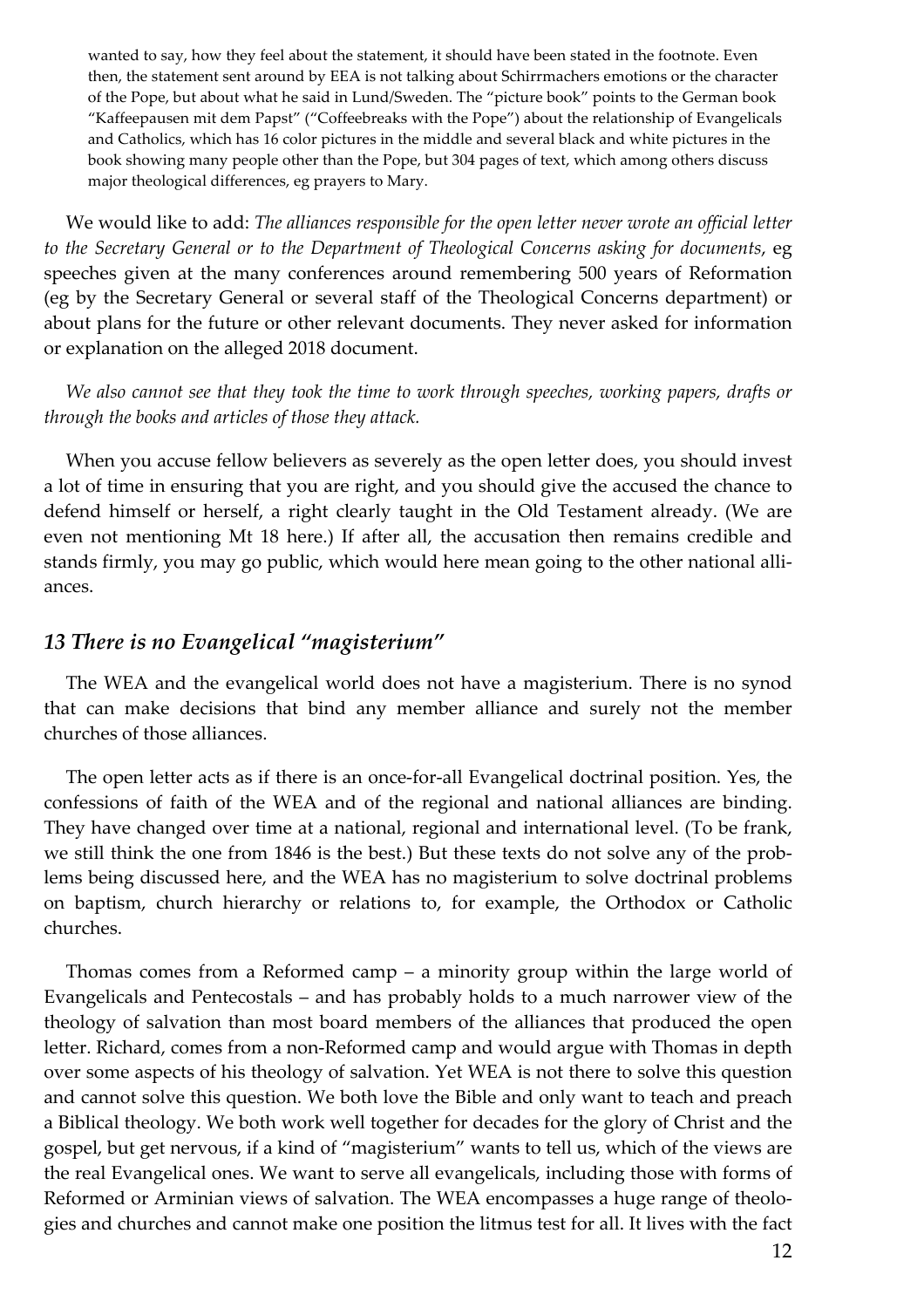> wanted to say, how they feel about the statement, it should have been stated in the footnote. Even then, the statement sent around by EEA is not talking about Schirrmachers emotions or the character of the Pope, but about what he said in Lund/Sweden. The "picture book" points to the German book "Kaffeepausen mit dem Papst" ("Coffeebreaks with the Pope") about the relationship of Evangelicals and Catholics, which has 16 color pictures in the middle and several black and white pictures in the book showing many people other than the Pope, but 304 pages of text, which among others discuss major theological differences, eg prayers to Mary.

We would like to add: *The alliances responsible for the open letter never wrote an official letter to the Secretary General or to the Department of Theological Concerns asking for documents*, eg speeches given at the many conferences around remembering 500 years of Reformation (eg by the Secretary General or several staff of the Theological Concerns department) or about plans for the future or other relevant documents. They never asked for information or explanation on the alleged 2018 document.

*We also cannot see that they took the time to work through speeches, working papers, drafts or through the books and articles of those they attack.*

When you accuse fellow believers as severely as the open letter does, you should invest a lot of time in ensuring that you are right, and you should give the accused the chance to defend himself or herself, a right clearly taught in the Old Testament already. (We are even not mentioning Mt 18 here.) If after all, the accusation then remains credible and stands firmly, you may go public, which would here mean going to the other national alliances.

## *13 There is no Evangelical "magisterium"*

The WEA and the evangelical world does not have a magisterium. There is no synod that can make decisions that bind any member alliance and surely not the member churches of those alliances.

The open letter acts as if there is an once-for-all Evangelical doctrinal position. Yes, the confessions of faith of the WEA and of the regional and national alliances are binding. They have changed over time at a national, regional and international level. (To be frank, we still think the one from 1846 is the best.) But these texts do not solve any of the problems being discussed here, and the WEA has no magisterium to solve doctrinal problems on baptism, church hierarchy or relations to, for example, the Orthodox or Catholic churches.

Thomas comes from a Reformed camp – a minority group within the large world of Evangelicals and Pentecostals – and has probably holds to a much narrower view of the theology of salvation than most board members of the alliances that produced the open letter. Richard, comes from a non-Reformed camp and would argue with Thomas in depth over some aspects of his theology of salvation. Yet WEA is not there to solve this question and cannot solve this question. We both love the Bible and only want to teach and preach a Biblical theology. We both work well together for decades for the glory of Christ and the gospel, but get nervous, if a kind of "magisterium" wants to tell us, which of the views are the real Evangelical ones. We want to serve all evangelicals, including those with forms of Reformed or Arminian views of salvation. The WEA encompasses a huge range of theologies and churches and cannot make one position the litmus test for all. It lives with the fact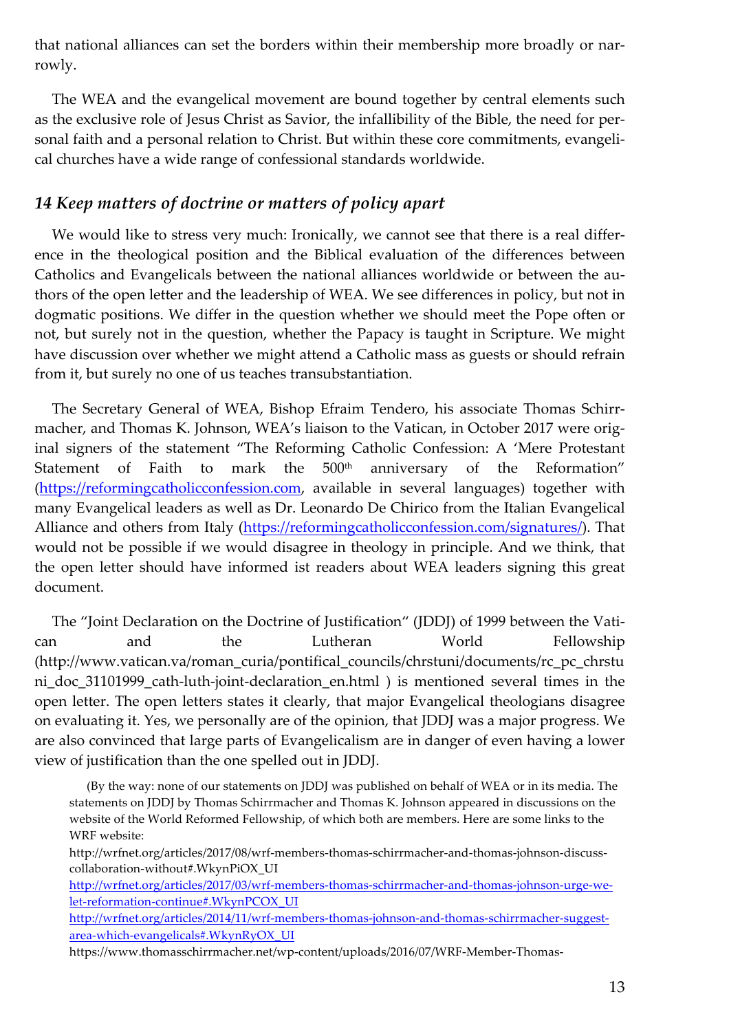that national alliances can set the borders within their membership more broadly or narrowly.

The WEA and the evangelical movement are bound together by central elements such as the exclusive role of Jesus Christ as Savior, the infallibility of the Bible, the need for personal faith and a personal relation to Christ. But within these core commitments, evangelical churches have a wide range of confessional standards worldwide.

## *14 Keep matters of doctrine or matters of policy apart*

We would like to stress very much: Ironically, we cannot see that there is a real difference in the theological position and the Biblical evaluation of the differences between Catholics and Evangelicals between the national alliances worldwide or between the authors of the open letter and the leadership of WEA. We see differences in policy, but not in dogmatic positions. We differ in the question whether we should meet the Pope often or not, but surely not in the question, whether the Papacy is taught in Scripture. We might have discussion over whether we might attend a Catholic mass as guests or should refrain from it, but surely no one of us teaches transubstantiation.

The Secretary General of WEA, Bishop Efraim Tendero, his associate Thomas Schirrmacher, and Thomas K. Johnson, WEA's liaison to the Vatican, in October 2017 were original signers of the statement "The Reforming Catholic Confession: A 'Mere Protestant Statement of Faith to mark the 500th anniversary of the Reformation" (https://reformingcatholicconfession.com, available in several languages) together with many Evangelical leaders as well as Dr. Leonardo De Chirico from the Italian Evangelical Alliance and others from Italy (https://reformingcatholicconfession.com/signatures/). That would not be possible if we would disagree in theology in principle. And we think, that the open letter should have informed ist readers about WEA leaders signing this great document.

The "Joint Declaration on the Doctrine of Justification" (JDDJ) of 1999 between the Vatican and the Lutheran World Fellowship (http://www.vatican.va/roman_curia/pontifical_councils/chrstuni/documents/rc_pc_chrstuni_doc_31101999_cath-luth-joint-declaration_en.html ) is mentioned several times in the open letter. The open letters states it clearly, that major Evangelical theologians disagree on evaluating it. Yes, we personally are of the opinion, that JDDJ was a major progress. We are also convinced that large parts of Evangelicalism are in danger of even having a lower view of justification than the one spelled out in JDDJ.

> (By the way: none of our statements on JDDJ was published on behalf of WEA or in its media. The statements on JDDJ by Thomas Schirrmacher and Thomas K. Johnson appeared in discussions on the website of the World Reformed Fellowship, of which both are members. Here are some links to the WRF website:
>
> http://wrfnet.org/articles/2017/08/wrf-members-thomas-schirrmacher-and-thomas-johnson-discuss-collaboration-without#.WkynPiOX_UI
>
> http://wrfnet.org/articles/2017/03/wrf-members-thomas-schirrmacher-and-thomas-johnson-urge-we-let-reformation-continue#.WkynPCOX_UI
>
> http://wrfnet.org/articles/2014/11/wrf-members-thomas-johnson-and-thomas-schirrmacher-suggest-area-which-evangelicals#.WkynRyOX_UI
>
> https://www.thomasschirrmacher.net/wp-content/uploads/2016/07/WRF-Member-Thomas-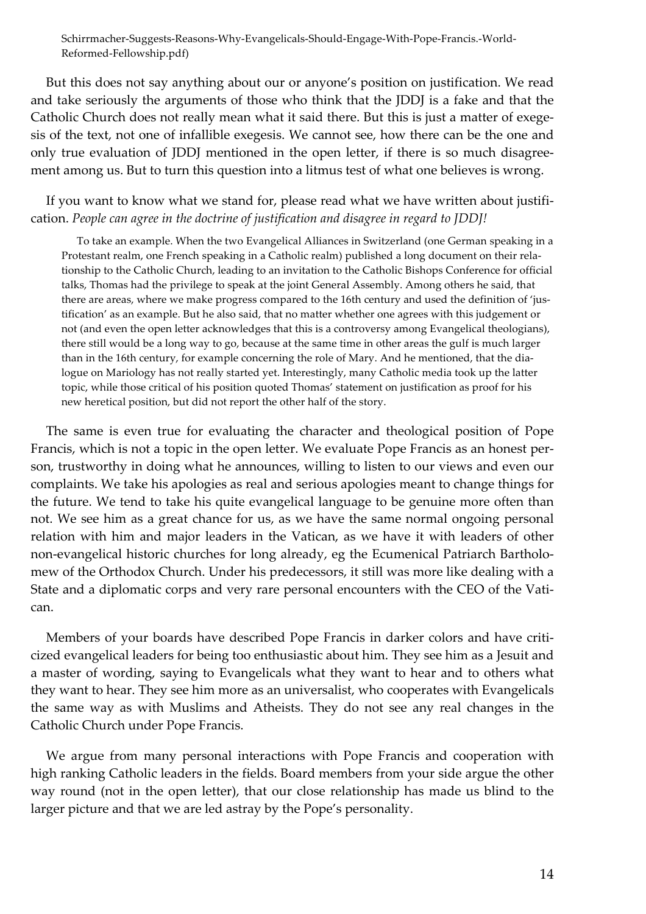Schirrmacher-Suggests-Reasons-Why-Evangelicals-Should-Engage-With-Pope-Francis.-World-Reformed-Fellowship.pdf)

But this does not say anything about our or anyone's position on justification. We read and take seriously the arguments of those who think that the JDDJ is a fake and that the Catholic Church does not really mean what it said there. But this is just a matter of exegesis of the text, not one of infallible exegesis. We cannot see, how there can be the one and only true evaluation of JDDJ mentioned in the open letter, if there is so much disagreement among us. But to turn this question into a litmus test of what one believes is wrong.

If you want to know what we stand for, please read what we have written about justification. *People can agree in the doctrine of justification and disagree in regard to JDDJ!*

> To take an example. When the two Evangelical Alliances in Switzerland (one German speaking in a Protestant realm, one French speaking in a Catholic realm) published a long document on their relationship to the Catholic Church, leading to an invitation to the Catholic Bishops Conference for official talks, Thomas had the privilege to speak at the joint General Assembly. Among others he said, that there are areas, where we make progress compared to the 16th century and used the definition of 'justification' as an example. But he also said, that no matter whether one agrees with this judgement or not (and even the open letter acknowledges that this is a controversy among Evangelical theologians), there still would be a long way to go, because at the same time in other areas the gulf is much larger than in the 16th century, for example concerning the role of Mary. And he mentioned, that the dialogue on Mariology has not really started yet. Interestingly, many Catholic media took up the latter topic, while those critical of his position quoted Thomas' statement on justification as proof for his new heretical position, but did not report the other half of the story.

The same is even true for evaluating the character and theological position of Pope Francis, which is not a topic in the open letter. We evaluate Pope Francis as an honest person, trustworthy in doing what he announces, willing to listen to our views and even our complaints. We take his apologies as real and serious apologies meant to change things for the future. We tend to take his quite evangelical language to be genuine more often than not. We see him as a great chance for us, as we have the same normal ongoing personal relation with him and major leaders in the Vatican, as we have it with leaders of other non-evangelical historic churches for long already, eg the Ecumenical Patriarch Bartholomew of the Orthodox Church. Under his predecessors, it still was more like dealing with a State and a diplomatic corps and very rare personal encounters with the CEO of the Vatican.

Members of your boards have described Pope Francis in darker colors and have criticized evangelical leaders for being too enthusiastic about him. They see him as a Jesuit and a master of wording, saying to Evangelicals what they want to hear and to others what they want to hear. They see him more as an universalist, who cooperates with Evangelicals the same way as with Muslims and Atheists. They do not see any real changes in the Catholic Church under Pope Francis.

We argue from many personal interactions with Pope Francis and cooperation with high ranking Catholic leaders in the fields. Board members from your side argue the other way round (not in the open letter), that our close relationship has made us blind to the larger picture and that we are led astray by the Pope's personality.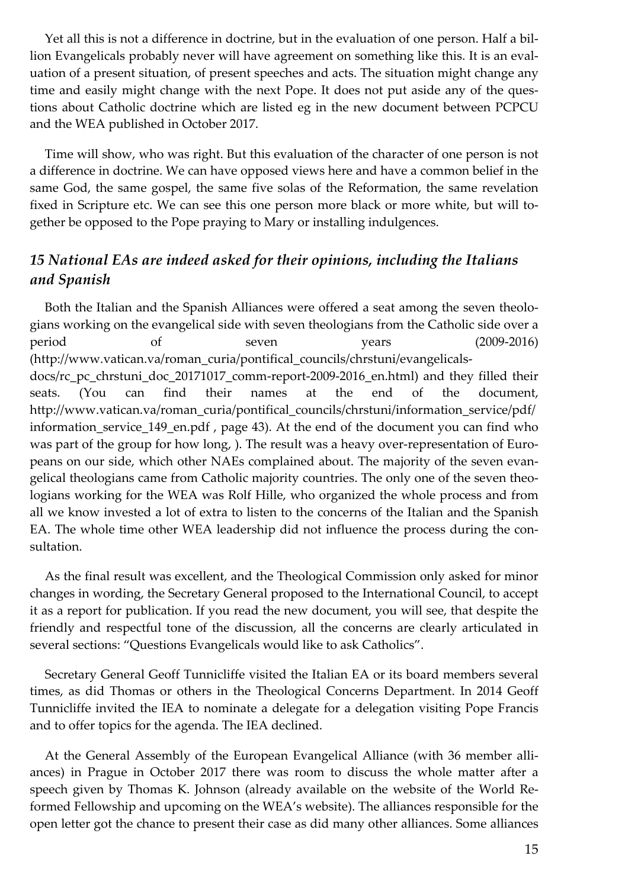Yet all this is not a difference in doctrine, but in the evaluation of one person. Half a billion Evangelicals probably never will have agreement on something like this. It is an evaluation of a present situation, of present speeches and acts. The situation might change any time and easily might change with the next Pope. It does not put aside any of the questions about Catholic doctrine which are listed eg in the new document between PCPCU and the WEA published in October 2017.

Time will show, who was right. But this evaluation of the character of one person is not a difference in doctrine. We can have opposed views here and have a common belief in the same God, the same gospel, the same five solas of the Reformation, the same revelation fixed in Scripture etc. We can see this one person more black or more white, but will together be opposed to the Pope praying to Mary or installing indulgences.

### *15 National EAs are indeed asked for their opinions, including the Italians and Spanish*

Both the Italian and the Spanish Alliances were offered a seat among the seven theologians working on the evangelical side with seven theologians from the Catholic side over a period of seven years (2009-2016) (http://www.vatican.va/roman_curia/pontifical_councils/chrstuni/evangelicals-docs/rc_pc_chrstuni_doc_20171017_comm-report-2009-2016_en.html) and they filled their seats. (You can find their names at the end of the document, http://www.vatican.va/roman_curia/pontifical_councils/chrstuni/information_service/pdf/information_service_149_en.pdf , page 43). At the end of the document you can find who was part of the group for how long, ). The result was a heavy over-representation of Europeans on our side, which other NAEs complained about. The majority of the seven evangelical theologians came from Catholic majority countries. The only one of the seven theologians working for the WEA was Rolf Hille, who organized the whole process and from all we know invested a lot of extra to listen to the concerns of the Italian and the Spanish EA. The whole time other WEA leadership did not influence the process during the consultation.

As the final result was excellent, and the Theological Commission only asked for minor changes in wording, the Secretary General proposed to the International Council, to accept it as a report for publication. If you read the new document, you will see, that despite the friendly and respectful tone of the discussion, all the concerns are clearly articulated in several sections: "Questions Evangelicals would like to ask Catholics".

Secretary General Geoff Tunnicliffe visited the Italian EA or its board members several times, as did Thomas or others in the Theological Concerns Department. In 2014 Geoff Tunnicliffe invited the IEA to nominate a delegate for a delegation visiting Pope Francis and to offer topics for the agenda. The IEA declined.

At the General Assembly of the European Evangelical Alliance (with 36 member alliances) in Prague in October 2017 there was room to discuss the whole matter after a speech given by Thomas K. Johnson (already available on the website of the World Reformed Fellowship and upcoming on the WEA's website). The alliances responsible for the open letter got the chance to present their case as did many other alliances. Some alliances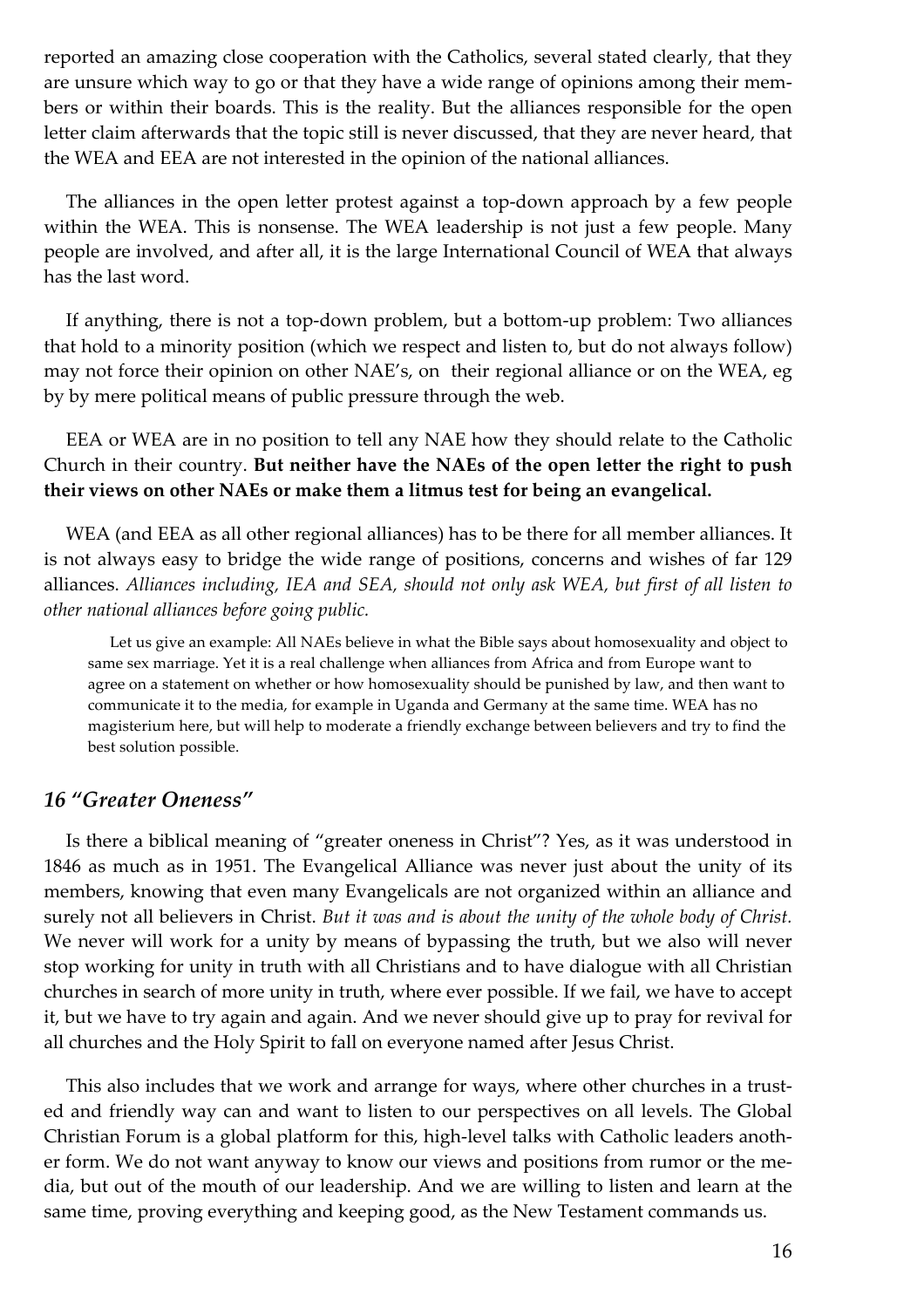reported an amazing close cooperation with the Catholics, several stated clearly, that they are unsure which way to go or that they have a wide range of opinions among their members or within their boards. This is the reality. But the alliances responsible for the open letter claim afterwards that the topic still is never discussed, that they are never heard, that the WEA and EEA are not interested in the opinion of the national alliances.

The alliances in the open letter protest against a top-down approach by a few people within the WEA. This is nonsense. The WEA leadership is not just a few people. Many people are involved, and after all, it is the large International Council of WEA that always has the last word.

If anything, there is not a top-down problem, but a bottom-up problem: Two alliances that hold to a minority position (which we respect and listen to, but do not always follow) may not force their opinion on other NAE's, on their regional alliance or on the WEA, eg by by mere political means of public pressure through the web.

EEA or WEA are in no position to tell any NAE how they should relate to the Catholic Church in their country. **But neither have the NAEs of the open letter the right to push their views on other NAEs or make them a litmus test for being an evangelical.**

WEA (and EEA as all other regional alliances) has to be there for all member alliances. It is not always easy to bridge the wide range of positions, concerns and wishes of far 129 alliances. *Alliances including, IEA and SEA, should not only ask WEA, but first of all listen to other national alliances before going public.*

> Let us give an example: All NAEs believe in what the Bible says about homosexuality and object to same sex marriage. Yet it is a real challenge when alliances from Africa and from Europe want to agree on a statement on whether or how homosexuality should be punished by law, and then want to communicate it to the media, for example in Uganda and Germany at the same time. WEA has no magisterium here, but will help to moderate a friendly exchange between believers and try to find the best solution possible.

### *16 "Greater Oneness"*

Is there a biblical meaning of "greater oneness in Christ"? Yes, as it was understood in 1846 as much as in 1951. The Evangelical Alliance was never just about the unity of its members, knowing that even many Evangelicals are not organized within an alliance and surely not all believers in Christ. *But it was and is about the unity of the whole body of Christ.* We never will work for a unity by means of bypassing the truth, but we also will never stop working for unity in truth with all Christians and to have dialogue with all Christian churches in search of more unity in truth, where ever possible. If we fail, we have to accept it, but we have to try again and again. And we never should give up to pray for revival for all churches and the Holy Spirit to fall on everyone named after Jesus Christ.

This also includes that we work and arrange for ways, where other churches in a trusted and friendly way can and want to listen to our perspectives on all levels. The Global Christian Forum is a global platform for this, high-level talks with Catholic leaders another form. We do not want anyway to know our views and positions from rumor or the media, but out of the mouth of our leadership. And we are willing to listen and learn at the same time, proving everything and keeping good, as the New Testament commands us.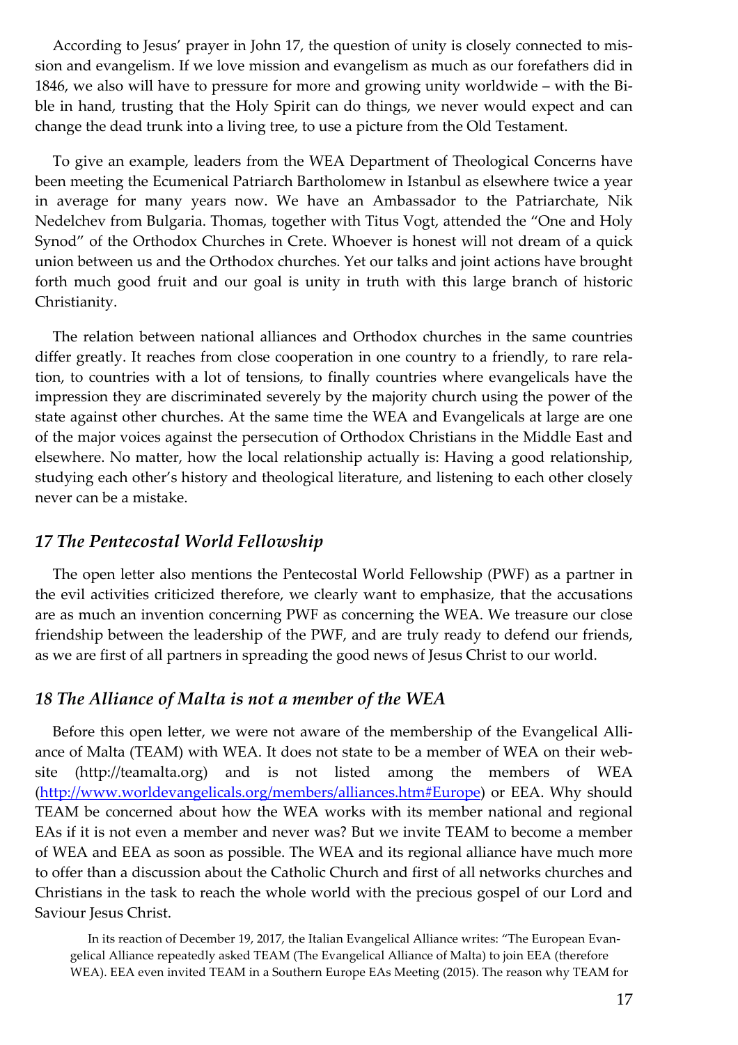According to Jesus' prayer in John 17, the question of unity is closely connected to mission and evangelism. If we love mission and evangelism as much as our forefathers did in 1846, we also will have to pressure for more and growing unity worldwide – with the Bible in hand, trusting that the Holy Spirit can do things, we never would expect and can change the dead trunk into a living tree, to use a picture from the Old Testament.

To give an example, leaders from the WEA Department of Theological Concerns have been meeting the Ecumenical Patriarch Bartholomew in Istanbul as elsewhere twice a year in average for many years now. We have an Ambassador to the Patriarchate, Nik Nedelchev from Bulgaria. Thomas, together with Titus Vogt, attended the "One and Holy Synod" of the Orthodox Churches in Crete. Whoever is honest will not dream of a quick union between us and the Orthodox churches. Yet our talks and joint actions have brought forth much good fruit and our goal is unity in truth with this large branch of historic Christianity.

The relation between national alliances and Orthodox churches in the same countries differ greatly. It reaches from close cooperation in one country to a friendly, to rare relation, to countries with a lot of tensions, to finally countries where evangelicals have the impression they are discriminated severely by the majority church using the power of the state against other churches. At the same time the WEA and Evangelicals at large are one of the major voices against the persecution of Orthodox Christians in the Middle East and elsewhere. No matter, how the local relationship actually is: Having a good relationship, studying each other's history and theological literature, and listening to each other closely never can be a mistake.

## *17 The Pentecostal World Fellowship*

The open letter also mentions the Pentecostal World Fellowship (PWF) as a partner in the evil activities criticized therefore, we clearly want to emphasize, that the accusations are as much an invention concerning PWF as concerning the WEA. We treasure our close friendship between the leadership of the PWF, and are truly ready to defend our friends, as we are first of all partners in spreading the good news of Jesus Christ to our world.

## *18 The Alliance of Malta is not a member of the WEA*

Before this open letter, we were not aware of the membership of the Evangelical Alliance of Malta (TEAM) with WEA. It does not state to be a member of WEA on their website (http://teamalta.org) and is not listed among the members of WEA ([http://www.worldevangelicals.org/members/alliances.htm#Europe](http://www.worldevangelicals.org/members/alliances.htm#Europe)) or EEA. Why should TEAM be concerned about how the WEA works with its member national and regional EAs if it is not even a member and never was? But we invite TEAM to become a member of WEA and EEA as soon as possible. The WEA and its regional alliance have much more to offer than a discussion about the Catholic Church and first of all networks churches and Christians in the task to reach the whole world with the precious gospel of our Lord and Saviour Jesus Christ.

> In its reaction of December 19, 2017, the Italian Evangelical Alliance writes: "The European Evangelical Alliance repeatedly asked TEAM (The Evangelical Alliance of Malta) to join EEA (therefore WEA). EEA even invited TEAM in a Southern Europe EAs Meeting (2015). The reason why TEAM for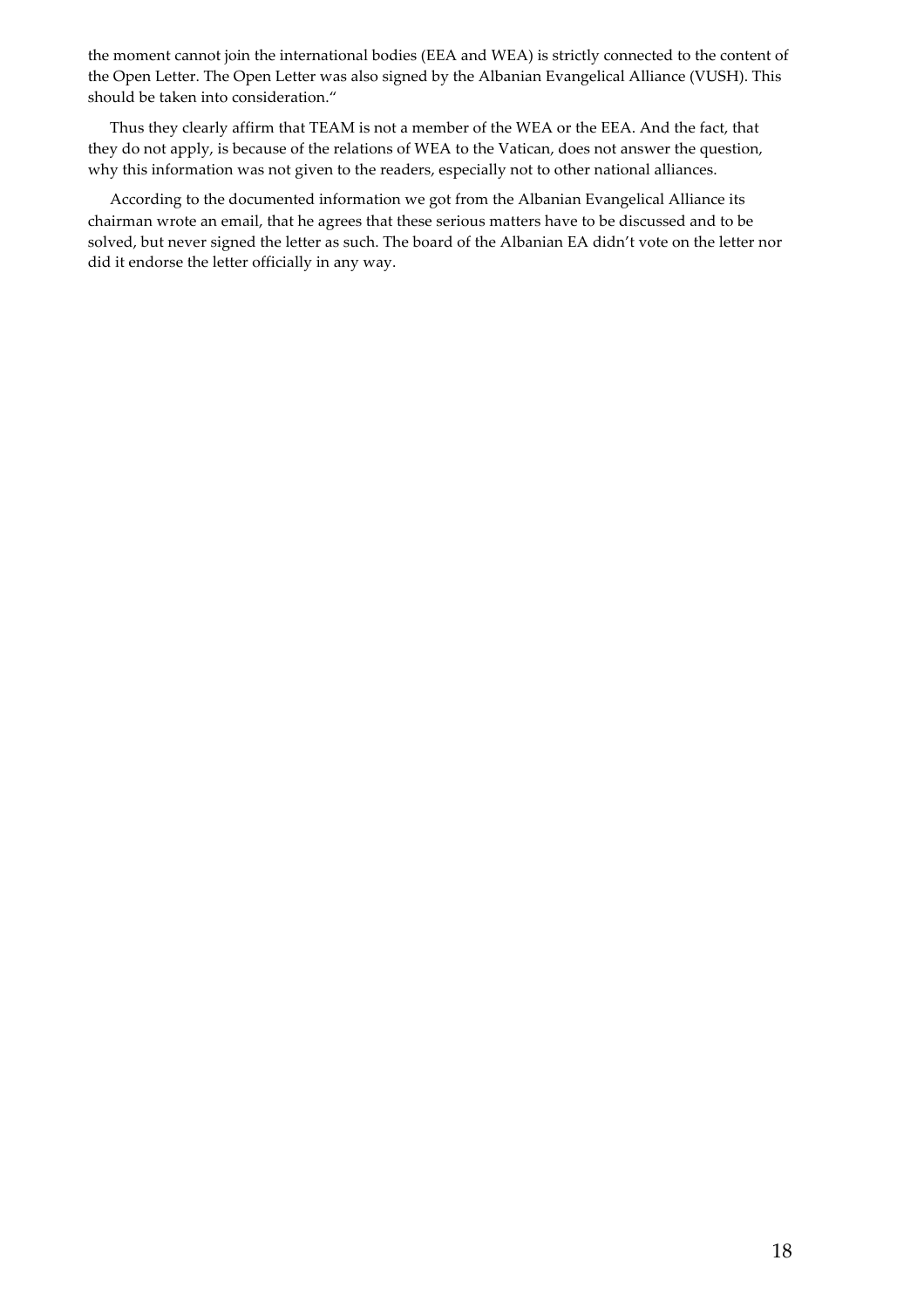the moment cannot join the international bodies (EEA and WEA) is strictly connected to the content of the Open Letter. The Open Letter was also signed by the Albanian Evangelical Alliance (VUSH). This should be taken into consideration."

Thus they clearly affirm that TEAM is not a member of the WEA or the EEA. And the fact, that they do not apply, is because of the relations of WEA to the Vatican, does not answer the question, why this information was not given to the readers, especially not to other national alliances.

According to the documented information we got from the Albanian Evangelical Alliance its chairman wrote an email, that he agrees that these serious matters have to be discussed and to be solved, but never signed the letter as such. The board of the Albanian EA didn't vote on the letter nor did it endorse the letter officially in any way.